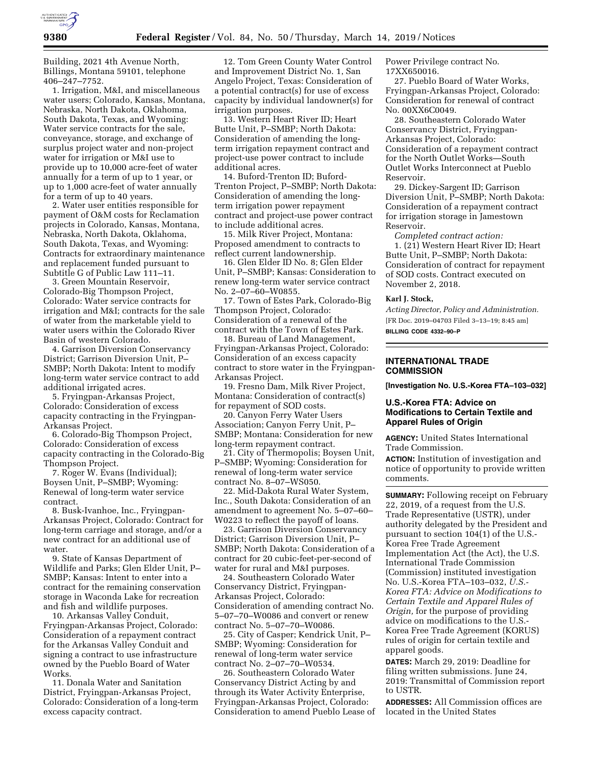Building, 2021 4th Avenue North, Billings, Montana 59101, telephone 406–247–7752.

1. Irrigation, M&I, and miscellaneous water users; Colorado, Kansas, Montana, Nebraska, North Dakota, Oklahoma, South Dakota, Texas, and Wyoming: Water service contracts for the sale, conveyance, storage, and exchange of surplus project water and non-project water for irrigation or M&I use to provide up to 10,000 acre-feet of water annually for a term of up to 1 year, or up to 1,000 acre-feet of water annually for a term of up to 40 years.

2. Water user entities responsible for payment of O&M costs for Reclamation projects in Colorado, Kansas, Montana, Nebraska, North Dakota, Oklahoma, South Dakota, Texas, and Wyoming: Contracts for extraordinary maintenance and replacement funded pursuant to Subtitle G of Public Law 111–11.

3. Green Mountain Reservoir, Colorado-Big Thompson Project, Colorado: Water service contracts for irrigation and M&I; contracts for the sale of water from the marketable yield to water users within the Colorado River Basin of western Colorado.

4. Garrison Diversion Conservancy District; Garrison Diversion Unit, P–SMBP; North Dakota: Intent to modify long-term water service contract to add additional irrigated acres.

5. Fryingpan-Arkansas Project, Colorado: Consideration of excess capacity contracting in the Fryingpan-Arkansas Project.

6. Colorado-Big Thompson Project, Colorado: Consideration of excess capacity contracting in the Colorado-Big Thompson Project.

7. Roger W. Evans (Individual); Boysen Unit, P–SMBP; Wyoming: Renewal of long-term water service contract.

8. Busk-Ivanhoe, Inc., Fryingpan-Arkansas Project, Colorado: Contract for long-term carriage and storage, and/or a new contract for an additional use of water.

9. State of Kansas Department of Wildlife and Parks; Glen Elder Unit, P–SMBP; Kansas: Intent to enter into a contract for the remaining conservation storage in Waconda Lake for recreation and fish and wildlife purposes.

10. Arkansas Valley Conduit, Fryingpan-Arkansas Project, Colorado: Consideration of a repayment contract for the Arkansas Valley Conduit and signing a contract to use infrastructure owned by the Pueblo Board of Water Works.

11. Donala Water and Sanitation District, Fryingpan-Arkansas Project, Colorado: Consideration of a long-term excess capacity contract.

12. Tom Green County Water Control and Improvement District No. 1, San Angelo Project, Texas: Consideration of a potential contract(s) for use of excess capacity by individual landowner(s) for irrigation purposes.

13. Western Heart River ID; Heart Butte Unit, P–SMBP; North Dakota: Consideration of amending the long-term irrigation repayment contract and project-use power contract to include additional acres.

14. Buford-Trenton ID; Buford-Trenton Project, P–SMBP; North Dakota: Consideration of amending the long-term irrigation power repayment contract and project-use power contract to include additional acres.

15. Milk River Project, Montana: Proposed amendment to contracts to reflect current landownership.

16. Glen Elder ID No. 8; Glen Elder Unit, P–SMBP; Kansas: Consideration to renew long-term water service contract No. 2–07–60–W0855.

17. Town of Estes Park, Colorado-Big Thompson Project, Colorado: Consideration of a renewal of the contract with the Town of Estes Park.

18. Bureau of Land Management, Fryingpan-Arkansas Project, Colorado: Consideration of an excess capacity contract to store water in the Fryingpan-Arkansas Project.

19. Fresno Dam, Milk River Project, Montana: Consideration of contract(s) for repayment of SOD costs.

20. Canyon Ferry Water Users Association; Canyon Ferry Unit, P–SMBP; Montana: Consideration for new long-term repayment contract.

21. City of Thermopolis; Boysen Unit, P–SMBP; Wyoming: Consideration for renewal of long-term water service contract No. 8–07–WS050.

22. Mid-Dakota Rural Water System, Inc., South Dakota: Consideration of an amendment to agreement No. 5–07–60–W0223 to reflect the payoff of loans.

23. Garrison Diversion Conservancy District; Garrison Diversion Unit, P–SMBP; North Dakota: Consideration of a contract for 20 cubic-feet-per-second of water for rural and M&I purposes.

24. Southeastern Colorado Water Conservancy District, Fryingpan-Arkansas Project, Colorado: Consideration of amending contract No. 5–07–70–W0086 and convert or renew contract No. 5–07–70–W0086.

25. City of Casper; Kendrick Unit, P–SMBP; Wyoming: Consideration for renewal of long-term water service contract No. 2–07–70–W0534.

26. Southeastern Colorado Water Conservancy District Acting by and through its Water Activity Enterprise, Fryingpan-Arkansas Project, Colorado: Consideration to amend Pueblo Lease of Power Privilege contract No. 17XX650016.

27. Pueblo Board of Water Works, Fryingpan-Arkansas Project, Colorado: Consideration for renewal of contract No. 00XX6C0049.

28. Southeastern Colorado Water Conservancy District, Fryingpan-Arkansas Project, Colorado: Consideration of a repayment contract for the North Outlet Works—South Outlet Works Interconnect at Pueblo Reservoir.

29. Dickey-Sargent ID; Garrison Diversion Unit, P–SMBP; North Dakota: Consideration of a repayment contract for irrigation storage in Jamestown Reservoir.

*Completed contract action:*

1. (21) Western Heart River ID; Heart Butte Unit, P–SMBP; North Dakota: Consideration of contract for repayment of SOD costs. Contract executed on November 2, 2018.

**Karl J. Stock,**

*Acting Director, Policy and Administration.*

[FR Doc. 2019–04703 Filed 3–13–19; 8:45 am]

**BILLING CODE 4332–90–P**

---

## INTERNATIONAL TRADE COMMISSION

**[Investigation No. U.S.-Korea FTA–103–032]**

### U.S.-Korea FTA: Advice on Modifications to Certain Textile and Apparel Rules of Origin

**AGENCY:** United States International Trade Commission.

**ACTION:** Institution of investigation and notice of opportunity to provide written comments.

**SUMMARY:** Following receipt on February 22, 2019, of a request from the U.S. Trade Representative (USTR), under authority delegated by the President and pursuant to section 104(1) of the U.S.-Korea Free Trade Agreement Implementation Act (the Act), the U.S. International Trade Commission (Commission) instituted investigation No. U.S.-Korea FTA–103–032, *U.S.-Korea FTA: Advice on Modifications to Certain Textile and Apparel Rules of Origin,* for the purpose of providing advice on modifications to the U.S.-Korea Free Trade Agreement (KORUS) rules of origin for certain textile and apparel goods.

**DATES:** March 29, 2019: Deadline for filing written submissions. June 24, 2019: Transmittal of Commission report to USTR.

**ADDRESSES:** All Commission offices are located in the United States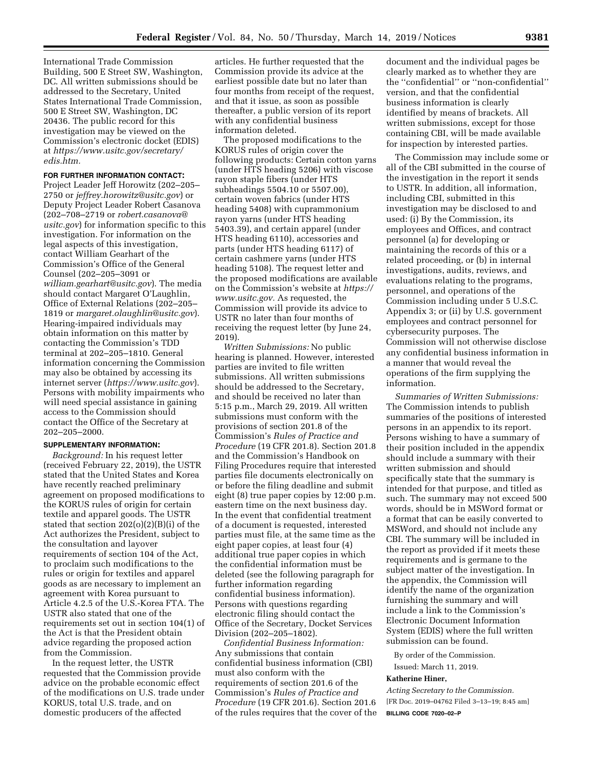International Trade Commission Building, 500 E Street SW, Washington, DC. All written submissions should be addressed to the Secretary, United States International Trade Commission, 500 E Street SW, Washington, DC 20436. The public record for this investigation may be viewed on the Commission's electronic docket (EDIS) at *https://www.usitc.gov/secretary/edis.htm.*

**FOR FURTHER INFORMATION CONTACT:** Project Leader Jeff Horowitz (202–205–2750 or *jeffrey.horowitz@usitc.gov*) or Deputy Project Leader Robert Casanova (202–708–2719 or *robert.casanova@usitc.gov*) for information specific to this investigation. For information on the legal aspects of this investigation, contact William Gearhart of the Commission's Office of the General Counsel (202–205–3091 or *william.gearhart@usitc.gov*). The media should contact Margaret O'Laughlin, Office of External Relations (202–205–1819 or *margaret.olaughlin@usitc.gov*). Hearing-impaired individuals may obtain information on this matter by contacting the Commission's TDD terminal at 202–205–1810. General information concerning the Commission may also be obtained by accessing its internet server (*https://www.usitc.gov*). Persons with mobility impairments who will need special assistance in gaining access to the Commission should contact the Office of the Secretary at 202–205–2000.

**SUPPLEMENTARY INFORMATION:**

*Background:* In his request letter (received February 22, 2019), the USTR stated that the United States and Korea have recently reached preliminary agreement on proposed modifications to the KORUS rules of origin for certain textile and apparel goods. The USTR stated that section 202(o)(2)(B)(i) of the Act authorizes the President, subject to the consultation and layover requirements of section 104 of the Act, to proclaim such modifications to the rules or origin for textiles and apparel goods as are necessary to implement an agreement with Korea pursuant to Article 4.2.5 of the U.S.-Korea FTA. The USTR also stated that one of the requirements set out in section 104(1) of the Act is that the President obtain advice regarding the proposed action from the Commission.

In the request letter, the USTR requested that the Commission provide advice on the probable economic effect of the modifications on U.S. trade under KORUS, total U.S. trade, and on domestic producers of the affected articles. He further requested that the Commission provide its advice at the earliest possible date but no later than four months from receipt of the request, and that it issue, as soon as possible thereafter, a public version of its report with any confidential business information deleted.

The proposed modifications to the KORUS rules of origin cover the following products: Certain cotton yarns (under HTS heading 5206) with viscose rayon staple fibers (under HTS subheadings 5504.10 or 5507.00), certain woven fabrics (under HTS heading 5408) with cuprammonium rayon yarns (under HTS heading 5403.39), and certain apparel (under HTS heading 6110), accessories and parts (under HTS heading 6117) of certain cashmere yarns (under HTS heading 5108). The request letter and the proposed modifications are available on the Commission's website at *https://www.usitc.gov.* As requested, the Commission will provide its advice to USTR no later than four months of receiving the request letter (by June 24, 2019).

*Written Submissions:* No public hearing is planned. However, interested parties are invited to file written submissions. All written submissions should be addressed to the Secretary, and should be received no later than 5:15 p.m., March 29, 2019. All written submissions must conform with the provisions of section 201.8 of the Commission's *Rules of Practice and Procedure* (19 CFR 201.8). Section 201.8 and the Commission's Handbook on Filing Procedures require that interested parties file documents electronically on or before the filing deadline and submit eight (8) true paper copies by 12:00 p.m. eastern time on the next business day. In the event that confidential treatment of a document is requested, interested parties must file, at the same time as the eight paper copies, at least four (4) additional true paper copies in which the confidential information must be deleted (see the following paragraph for further information regarding confidential business information). Persons with questions regarding electronic filing should contact the Office of the Secretary, Docket Services Division (202–205–1802).

*Confidential Business Information:* Any submissions that contain confidential business information (CBI) must also conform with the requirements of section 201.6 of the Commission's *Rules of Practice and Procedure* (19 CFR 201.6). Section 201.6 of the rules requires that the cover of the document and the individual pages be clearly marked as to whether they are the ''confidential'' or ''non-confidential'' version, and that the confidential business information is clearly identified by means of brackets. All written submissions, except for those containing CBI, will be made available for inspection by interested parties.

The Commission may include some or all of the CBI submitted in the course of the investigation in the report it sends to USTR. In addition, all information, including CBI, submitted in this investigation may be disclosed to and used: (i) By the Commission, its employees and Offices, and contract personnel (a) for developing or maintaining the records of this or a related proceeding, or (b) in internal investigations, audits, reviews, and evaluations relating to the programs, personnel, and operations of the Commission including under 5 U.S.C. Appendix 3; or (ii) by U.S. government employees and contract personnel for cybersecurity purposes. The Commission will not otherwise disclose any confidential business information in a manner that would reveal the operations of the firm supplying the information.

*Summaries of Written Submissions:* The Commission intends to publish summaries of the positions of interested persons in an appendix to its report. Persons wishing to have a summary of their position included in the appendix should include a summary with their written submission and should specifically state that the summary is intended for that purpose, and titled as such. The summary may not exceed 500 words, should be in MSWord format or a format that can be easily converted to MSWord, and should not include any CBI. The summary will be included in the report as provided if it meets these requirements and is germane to the subject matter of the investigation. In the appendix, the Commission will identify the name of the organization furnishing the summary and will include a link to the Commission's Electronic Document Information System (EDIS) where the full written submission can be found.

By order of the Commission.

Issued: March 11, 2019.

**Katherine Hiner,**

*Acting Secretary to the Commission.*

[FR Doc. 2019–04762 Filed 3–13–19; 8:45 am]

**BILLING CODE 7020–02–P**